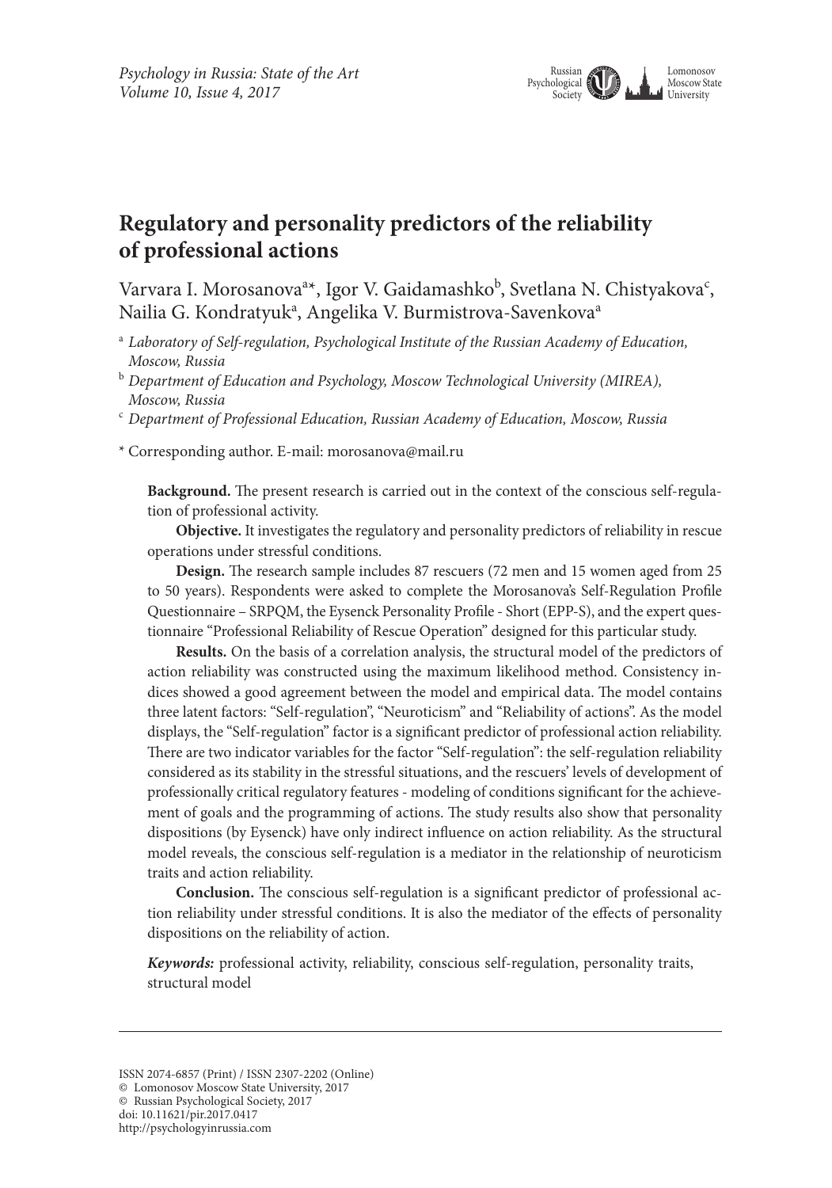# Regulatory and personality predictors of the reliability of professional actions

Varvara I. Morosanova[a*], Igor V. Gaidamashko[b], Svetlana N. Chistyakova[c], Nailia G. Kondratyuk[a], Angelika V. Burmistrova-Savenkova[a]

[a] *Laboratory of Self-regulation, Psychological Institute of the Russian Academy of Education, Moscow, Russia*

[b] *Department of Education and Psychology, Moscow Technological University (MIREA), Moscow, Russia*

[c] *Department of Professional Education, Russian Academy of Education, Moscow, Russia*

\* Corresponding author. E-mail: morosanova@mail.ru

**Background.** The present research is carried out in the context of the conscious self-regulation of professional activity.

**Objective.** It investigates the regulatory and personality predictors of reliability in rescue operations under stressful conditions.

**Design.** The research sample includes 87 rescuers (72 men and 15 women aged from 25 to 50 years). Respondents were asked to complete the Morosanova's Self-Regulation Profile Questionnaire – SRPQM, the Eysenck Personality Profile - Short (EPP-S), and the expert questionnaire "Professional Reliability of Rescue Operation" designed for this particular study.

**Results.** On the basis of a correlation analysis, the structural model of the predictors of action reliability was constructed using the maximum likelihood method. Consistency indices showed a good agreement between the model and empirical data. The model contains three latent factors: "Self-regulation", "Neuroticism" and "Reliability of actions". As the model displays, the "Self-regulation" factor is a significant predictor of professional action reliability. There are two indicator variables for the factor "Self-regulation": the self-regulation reliability considered as its stability in the stressful situations, and the rescuers' levels of development of professionally critical regulatory features - modeling of conditions significant for the achievement of goals and the programming of actions. The study results also show that personality dispositions (by Eysenck) have only indirect influence on action reliability. As the structural model reveals, the conscious self-regulation is a mediator in the relationship of neuroticism traits and action reliability.

**Conclusion.** The conscious self-regulation is a significant predictor of professional action reliability under stressful conditions. It is also the mediator of the effects of personality dispositions on the reliability of action.

***Keywords:*** professional activity, reliability, conscious self-regulation, personality traits, structural model

---

ISSN 2074-6857 (Print) / ISSN 2307-2202 (Online)
© Lomonosov Moscow State University, 2017
© Russian Psychological Society, 2017
doi: 10.11621/pir.2017.0417
http://psychologyinrussia.com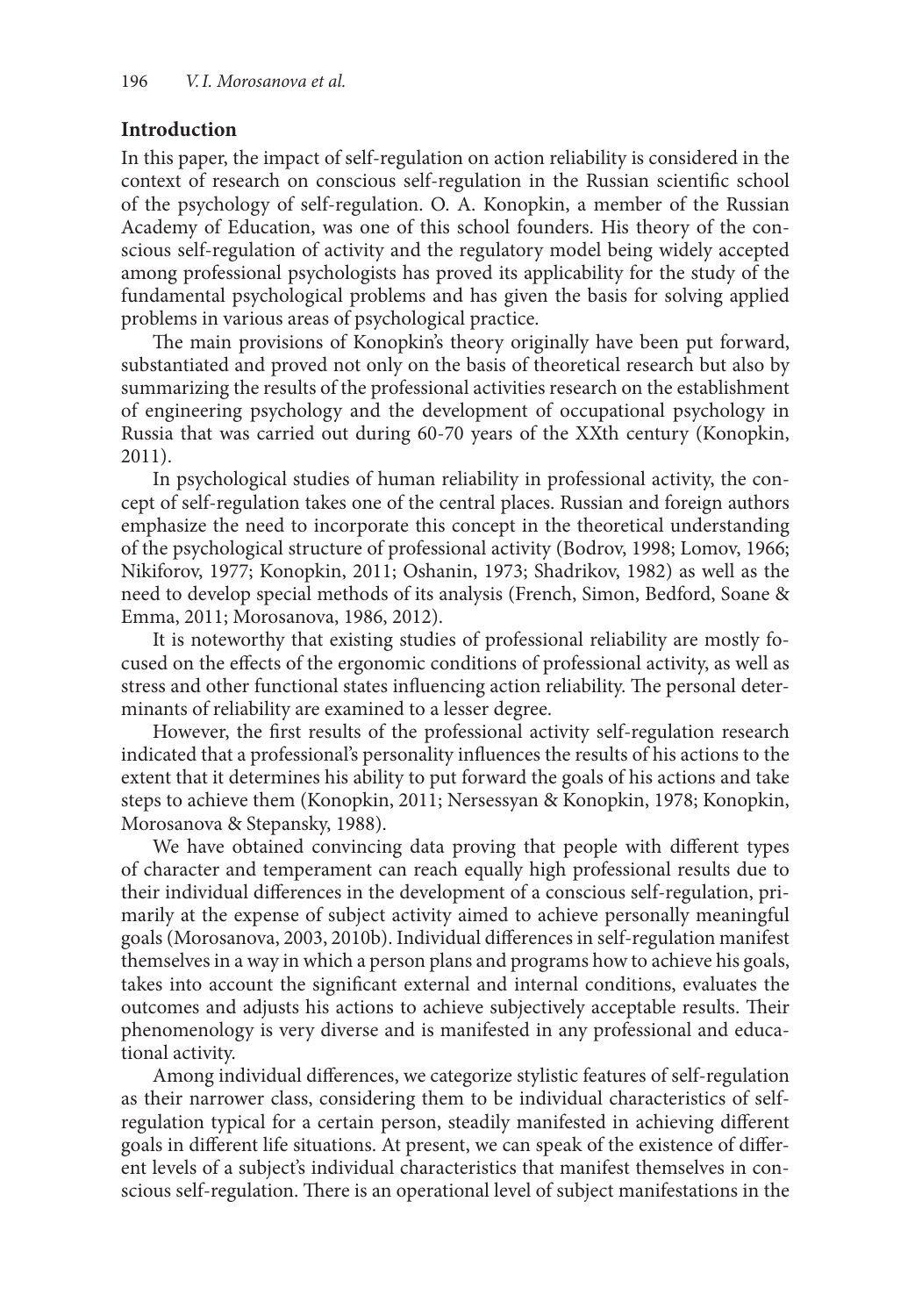## Introduction

In this paper, the impact of self-regulation on action reliability is considered in the context of research on conscious self-regulation in the Russian scientific school of the psychology of self-regulation. O. A. Konopkin, a member of the Russian Academy of Education, was one of this school founders. His theory of the conscious self-regulation of activity and the regulatory model being widely accepted among professional psychologists has proved its applicability for the study of the fundamental psychological problems and has given the basis for solving applied problems in various areas of psychological practice.

The main provisions of Konopkin's theory originally have been put forward, substantiated and proved not only on the basis of theoretical research but also by summarizing the results of the professional activities research on the establishment of engineering psychology and the development of occupational psychology in Russia that was carried out during 60-70 years of the XXth century (Konopkin, 2011).

In psychological studies of human reliability in professional activity, the concept of self-regulation takes one of the central places. Russian and foreign authors emphasize the need to incorporate this concept in the theoretical understanding of the psychological structure of professional activity (Bodrov, 1998; Lomov, 1966; Nikiforov, 1977; Konopkin, 2011; Oshanin, 1973; Shadrikov, 1982) as well as the need to develop special methods of its analysis (French, Simon, Bedford, Soane & Emma, 2011; Morosanova, 1986, 2012).

It is noteworthy that existing studies of professional reliability are mostly focused on the effects of the ergonomic conditions of professional activity, as well as stress and other functional states influencing action reliability. The personal determinants of reliability are examined to a lesser degree.

However, the first results of the professional activity self-regulation research indicated that a professional's personality influences the results of his actions to the extent that it determines his ability to put forward the goals of his actions and take steps to achieve them (Konopkin, 2011; Nersessyan & Konopkin, 1978; Konopkin, Morosanova & Stepansky, 1988).

We have obtained convincing data proving that people with different types of character and temperament can reach equally high professional results due to their individual differences in the development of a conscious self-regulation, primarily at the expense of subject activity aimed to achieve personally meaningful goals (Morosanova, 2003, 2010b). Individual differences in self-regulation manifest themselves in a way in which a person plans and programs how to achieve his goals, takes into account the significant external and internal conditions, evaluates the outcomes and adjusts his actions to achieve subjectively acceptable results. Their phenomenology is very diverse and is manifested in any professional and educational activity.

Among individual differences, we categorize stylistic features of self-regulation as their narrower class, considering them to be individual characteristics of self-regulation typical for a certain person, steadily manifested in achieving different goals in different life situations. At present, we can speak of the existence of different levels of a subject's individual characteristics that manifest themselves in conscious self-regulation. There is an operational level of subject manifestations in the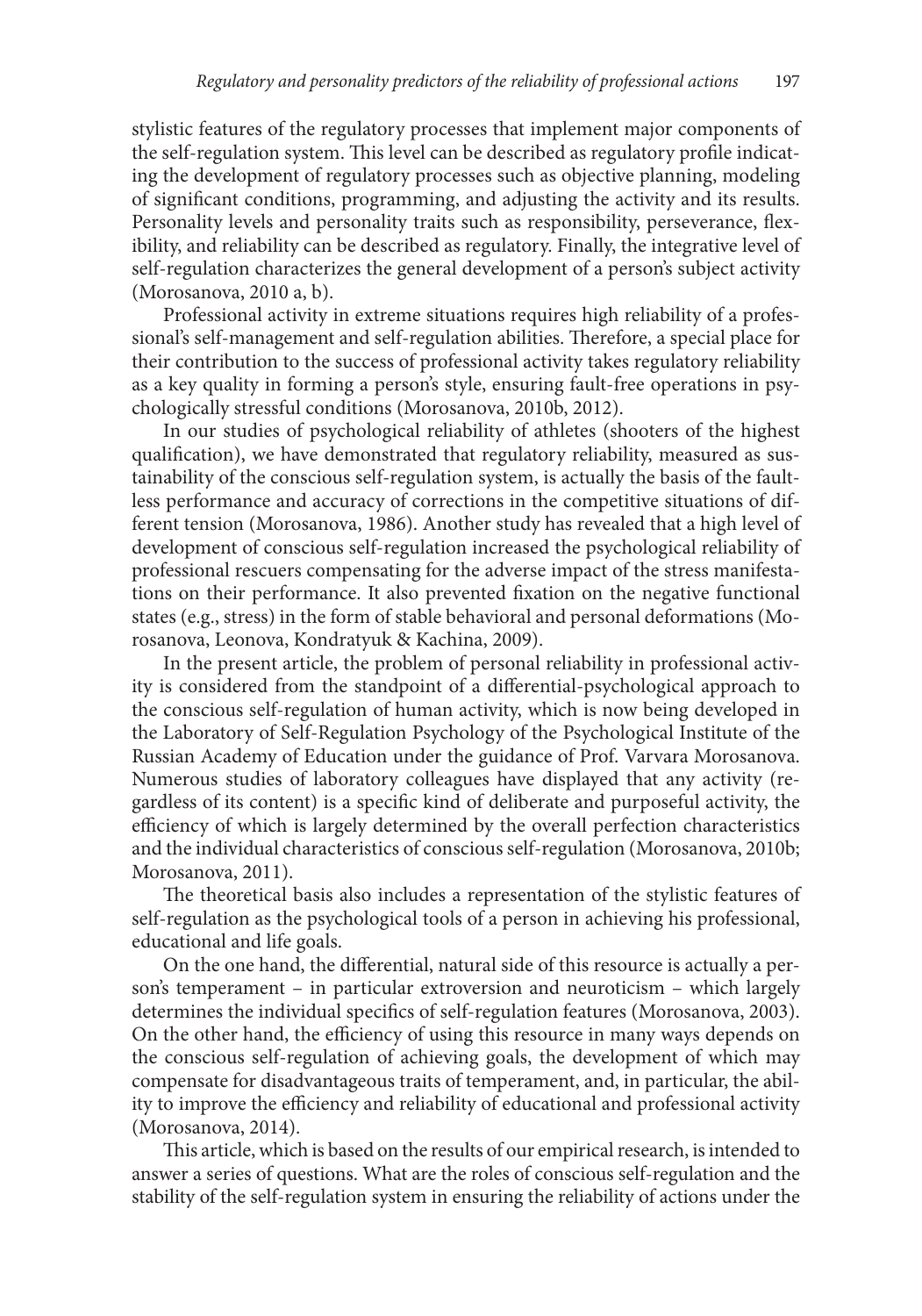stylistic features of the regulatory processes that implement major components of the self-regulation system. This level can be described as regulatory profile indicating the development of regulatory processes such as objective planning, modeling of significant conditions, programming, and adjusting the activity and its results. Personality levels and personality traits such as responsibility, perseverance, flexibility, and reliability can be described as regulatory. Finally, the integrative level of self-regulation characterizes the general development of a person's subject activity (Morosanova, 2010 a, b).

Professional activity in extreme situations requires high reliability of a professional's self-management and self-regulation abilities. Therefore, a special place for their contribution to the success of professional activity takes regulatory reliability as a key quality in forming a person's style, ensuring fault-free operations in psychologically stressful conditions (Morosanova, 2010b, 2012).

In our studies of psychological reliability of athletes (shooters of the highest qualification), we have demonstrated that regulatory reliability, measured as sustainability of the conscious self-regulation system, is actually the basis of the faultless performance and accuracy of corrections in the competitive situations of different tension (Morosanova, 1986). Another study has revealed that a high level of development of conscious self-regulation increased the psychological reliability of professional rescuers compensating for the adverse impact of the stress manifestations on their performance. It also prevented fixation on the negative functional states (e.g., stress) in the form of stable behavioral and personal deformations (Morosanova, Leonova, Kondratyuk & Kachina, 2009).

In the present article, the problem of personal reliability in professional activity is considered from the standpoint of a differential-psychological approach to the conscious self-regulation of human activity, which is now being developed in the Laboratory of Self-Regulation Psychology of the Psychological Institute of the Russian Academy of Education under the guidance of Prof. Varvara Morosanova. Numerous studies of laboratory colleagues have displayed that any activity (regardless of its content) is a specific kind of deliberate and purposeful activity, the efficiency of which is largely determined by the overall perfection characteristics and the individual characteristics of conscious self-regulation (Morosanova, 2010b; Morosanova, 2011).

The theoretical basis also includes a representation of the stylistic features of self-regulation as the psychological tools of a person in achieving his professional, educational and life goals.

On the one hand, the differential, natural side of this resource is actually a person's temperament – in particular extroversion and neuroticism – which largely determines the individual specifics of self-regulation features (Morosanova, 2003). On the other hand, the efficiency of using this resource in many ways depends on the conscious self-regulation of achieving goals, the development of which may compensate for disadvantageous traits of temperament, and, in particular, the ability to improve the efficiency and reliability of educational and professional activity (Morosanova, 2014).

This article, which is based on the results of our empirical research, is intended to answer a series of questions. What are the roles of conscious self-regulation and the stability of the self-regulation system in ensuring the reliability of actions under the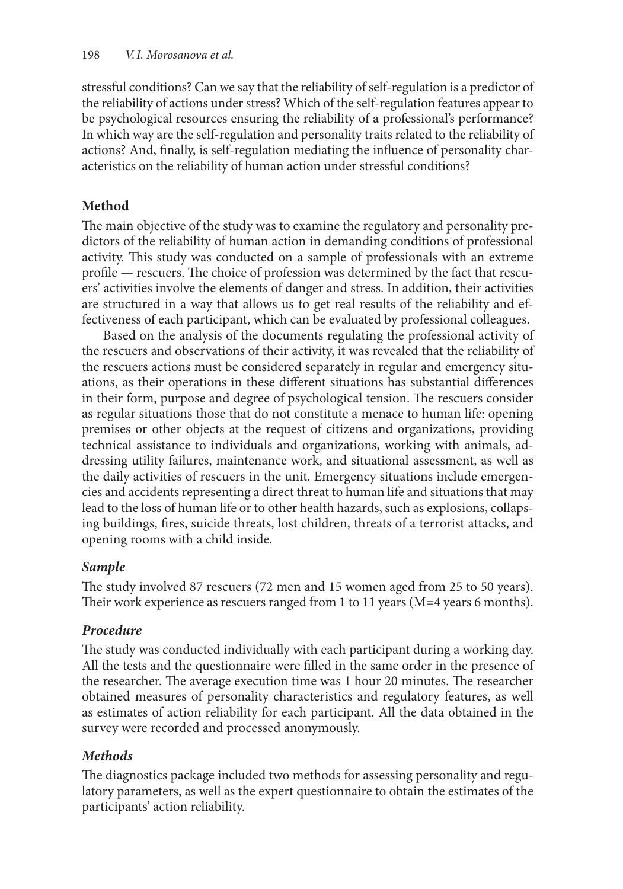stressful conditions? Can we say that the reliability of self-regulation is a predictor of the reliability of actions under stress? Which of the self-regulation features appear to be psychological resources ensuring the reliability of a professional's performance? In which way are the self-regulation and personality traits related to the reliability of actions? And, finally, is self-regulation mediating the influence of personality characteristics on the reliability of human action under stressful conditions?

## Method

The main objective of the study was to examine the regulatory and personality predictors of the reliability of human action in demanding conditions of professional activity. This study was conducted on a sample of professionals with an extreme profile — rescuers. The choice of profession was determined by the fact that rescuers' activities involve the elements of danger and stress. In addition, their activities are structured in a way that allows us to get real results of the reliability and effectiveness of each participant, which can be evaluated by professional colleagues.

Based on the analysis of the documents regulating the professional activity of the rescuers and observations of their activity, it was revealed that the reliability of the rescuers actions must be considered separately in regular and emergency situations, as their operations in these different situations has substantial differences in their form, purpose and degree of psychological tension. The rescuers consider as regular situations those that do not constitute a menace to human life: opening premises or other objects at the request of citizens and organizations, providing technical assistance to individuals and organizations, working with animals, addressing utility failures, maintenance work, and situational assessment, as well as the daily activities of rescuers in the unit. Emergency situations include emergencies and accidents representing a direct threat to human life and situations that may lead to the loss of human life or to other health hazards, such as explosions, collapsing buildings, fires, suicide threats, lost children, threats of a terrorist attacks, and opening rooms with a child inside.

### *Sample*

The study involved 87 rescuers (72 men and 15 women aged from 25 to 50 years). Their work experience as rescuers ranged from 1 to 11 years (M=4 years 6 months).

### *Procedure*

The study was conducted individually with each participant during a working day. All the tests and the questionnaire were filled in the same order in the presence of the researcher. The average execution time was 1 hour 20 minutes. The researcher obtained measures of personality characteristics and regulatory features, as well as estimates of action reliability for each participant. All the data obtained in the survey were recorded and processed anonymously.

### *Methods*

The diagnostics package included two methods for assessing personality and regulatory parameters, as well as the expert questionnaire to obtain the estimates of the participants' action reliability.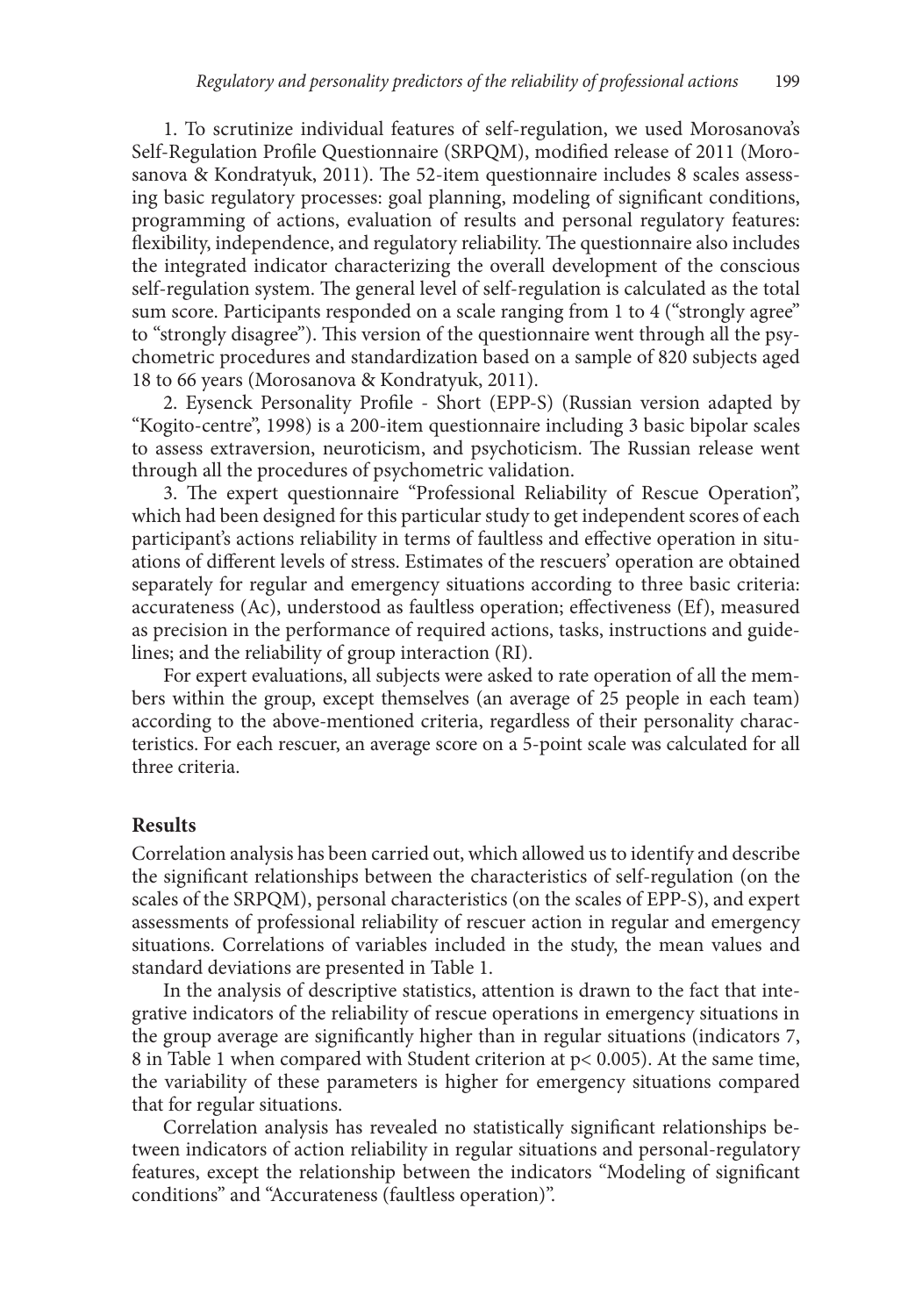1. To scrutinize individual features of self-regulation, we used Morosanova's Self-Regulation Profile Questionnaire (SRPQM), modified release of 2011 (Morosanova & Kondratyuk, 2011). The 52-item questionnaire includes 8 scales assessing basic regulatory processes: goal planning, modeling of significant conditions, programming of actions, evaluation of results and personal regulatory features: flexibility, independence, and regulatory reliability. The questionnaire also includes the integrated indicator characterizing the overall development of the conscious self-regulation system. The general level of self-regulation is calculated as the total sum score. Participants responded on a scale ranging from 1 to 4 ("strongly agree" to "strongly disagree"). This version of the questionnaire went through all the psychometric procedures and standardization based on a sample of 820 subjects aged 18 to 66 years (Morosanova & Kondratyuk, 2011).

2. Eysenck Personality Profile - Short (EPP-S) (Russian version adapted by "Kogito-centre", 1998) is a 200-item questionnaire including 3 basic bipolar scales to assess extraversion, neuroticism, and psychoticism. The Russian release went through all the procedures of psychometric validation.

3. The expert questionnaire "Professional Reliability of Rescue Operation", which had been designed for this particular study to get independent scores of each participant's actions reliability in terms of faultless and effective operation in situations of different levels of stress. Estimates of the rescuers' operation are obtained separately for regular and emergency situations according to three basic criteria: accurateness (Ac), understood as faultless operation; effectiveness (Ef), measured as precision in the performance of required actions, tasks, instructions and guidelines; and the reliability of group interaction (RI).

For expert evaluations, all subjects were asked to rate operation of all the members within the group, except themselves (an average of 25 people in each team) according to the above-mentioned criteria, regardless of their personality characteristics. For each rescuer, an average score on a 5-point scale was calculated for all three criteria.

## Results

Correlation analysis has been carried out, which allowed us to identify and describe the significant relationships between the characteristics of self-regulation (on the scales of the SRPQM), personal characteristics (on the scales of EPP-S), and expert assessments of professional reliability of rescuer action in regular and emergency situations. Correlations of variables included in the study, the mean values and standard deviations are presented in Table 1.

In the analysis of descriptive statistics, attention is drawn to the fact that integrative indicators of the reliability of rescue operations in emergency situations in the group average are significantly higher than in regular situations (indicators 7, 8 in Table 1 when compared with Student criterion at $p < 0.005$). At the same time, the variability of these parameters is higher for emergency situations compared that for regular situations.

Correlation analysis has revealed no statistically significant relationships between indicators of action reliability in regular situations and personal-regulatory features, except the relationship between the indicators "Modeling of significant conditions" and "Accurateness (faultless operation)".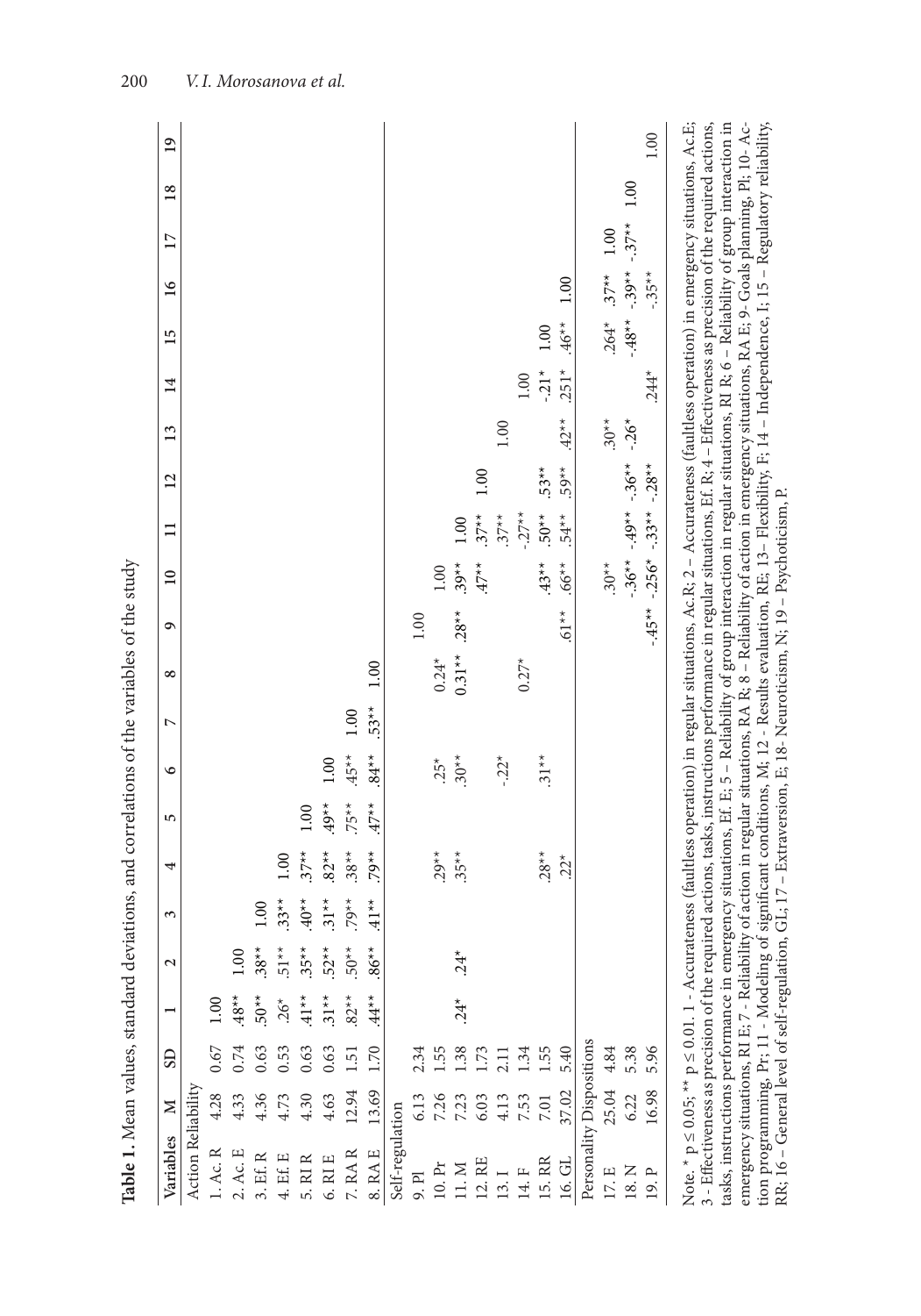**Table 1.** Mean values, standard deviations, and correlations of the variables of the study

| Variables | M | SD | 1 | 2 | 3 | 4 | 5 | 6 | 7 | 8 | 9 | 10 | 11 | 12 | 13 | 14 | 15 | 16 | 17 | 18 | 19 |
|---|---|---|---|---|---|---|---|---|---|---|---|---|---|---|---|---|---|---|---|---|---|
| Action Reliability | | | | | | | | | | | | | | | | | | | | | |
| 1. Ac. R | 4.28 | 0.67 | 1.00 | | | | | | | | | | | | | | | | | | |
| 2. Ac. E | 4.33 | 0.74 | .48** | 1.00 | | | | | | | | | | | | | | | | | |
| 3. Ef. R | 4.36 | 0.63 | .50** | .38** | 1.00 | | | | | | | | | | | | | | | | |
| 4. Ef. E | 4.73 | 0.53 | .26* | .51** | .33** | 1.00 | | | | | | | | | | | | | | | |
| 5. RI R | 4.30 | 0.63 | .41** | .35** | .40** | .37** | 1.00 | | | | | | | | | | | | | | |
| 6. RI E | 4.63 | 0.63 | .31** | .52** | .31** | .82** | .49** | 1.00 | | | | | | | | | | | | | |
| 7. RA R | 12.94 | 1.51 | .82** | .50** | .79** | .38** | .75** | .45** | 1.00 | | | | | | | | | | | | |
| 8. RA E | 13.69 | 1.70 | .44** | .86** | .41** | .79** | .47** | .84** | .53** | 1.00 | | | | | | | | | | | |
| Self-regulation | | | | | | | | | | | | | | | | | | | | | |
| 9. Pl | 6.13 | 2.34 | | | | | | | | | 1.00 | | | | | | | | | | |
| 10. Pr | 7.26 | 1.55 | | | | .29** | | .25* | | 0.24* | | 1.00 | | | | | | | | | |
| 11. M | 7.23 | 1.38 | .24* | .24* | | .35** | | .30** | | 0.31** | .28** | .39** | 1.00 | | | | | | | | |
| 12. RE | 6.03 | 1.73 | | | | | | | | | | .47** | .37** | 1.00 | | | | | | | |
| 13. I | 4.13 | 2.11 | | | | | | -.22* | | | | | .37** | | 1.00 | | | | | | |
| 14. F | 7.53 | 1.34 | | | | | | | | 0.27* | | | -.27** | | | 1.00 | | | | | |
| 15. RR | 7.01 | 1.55 | | | | .28** | | .31** | | | | .43** | .50** | .53** | | -.21* | 1.00 | | | | |
| 16. GL | 37.02 | 5.40 | | | | .22* | | | | | .61** | .66** | .54** | .59** | .42** | .251* | .46** | 1.00 | | | |
| Personality Dispositions | | | | | | | | | | | | | | | | | | | | | |
| 17. E | 25.04 | 4.84 | | | | | | | | | | .30** | | | .30** | | .264* | .37** | 1.00 | | |
| 18. N | 6.22 | 5.38 | | | | | | | | | | -.36* | -.49** | -.36** | -.26* | | -.48** | -.39** | -.37** | 1.00 | |
| 19. P | 16.98 | 5.96 | | | | | | | | | -.45** | -.256* | -.33** | -.28** | | .244* | | -.35** | | | 1.00 |

Note. * p ≤ 0.05; ** p ≤ 0.01. 1 - Accurateness (faultless operation) in regular situations, Ac.R; 2 – Accurateness (faultless operation) in emergency situations, Ac.E; 3 - Effectiveness as precision of the required actions, tasks, instructions performance in regular situations, Ef. R; 4 – Effectiveness as precision of the required actions, tasks, instructions performance in emergency situations, Ef. E; 5 – Reliability of group interaction in regular situations, RI R; 6 – Reliability of group interaction in emergency situations, RI E; 7 - Reliability of action in regular situations, RA R; 8 – Reliability of action in emergency situations, RA E; 9- Goals planning, Pl; 10- Action programming, Pr; 11 - Modeling of significant conditions, M; 12 - Results evaluation, RE; 13– Flexibility, F; 14 – Independence, I; 15 – Regulatory reliability, RR; 16 – General level of self-regulation, GL; 17 – Extraversion, E; 18- Neuroticism, N; 19 – Psychoticism, P.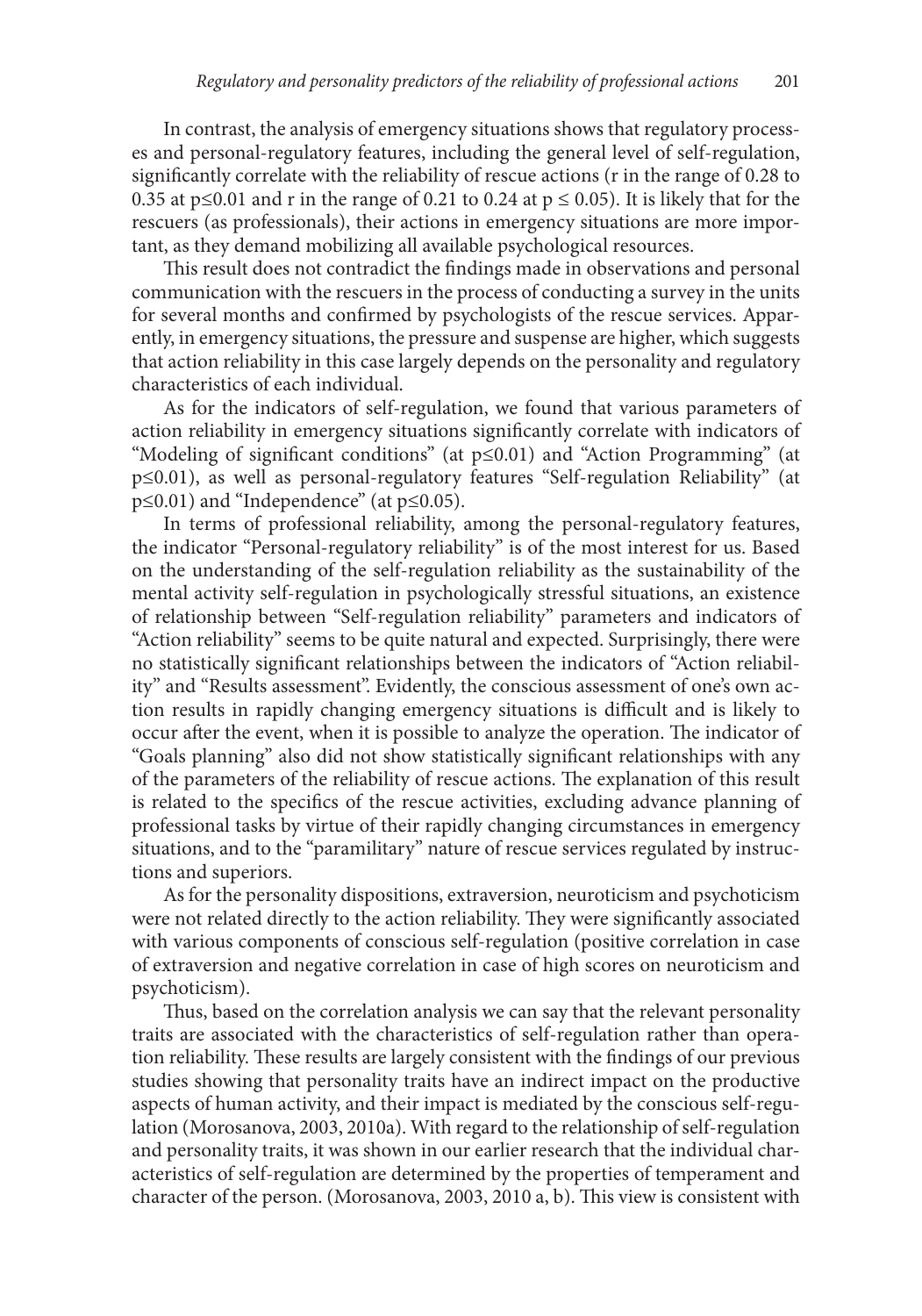In contrast, the analysis of emergency situations shows that regulatory processes and personal-regulatory features, including the general level of self-regulation, significantly correlate with the reliability of rescue actions (r in the range of 0.28 to 0.35 at $p \leq 0.01$ and r in the range of 0.21 to 0.24 at $p \leq 0.05$). It is likely that for the rescuers (as professionals), their actions in emergency situations are more important, as they demand mobilizing all available psychological resources.

This result does not contradict the findings made in observations and personal communication with the rescuers in the process of conducting a survey in the units for several months and confirmed by psychologists of the rescue services. Apparently, in emergency situations, the pressure and suspense are higher, which suggests that action reliability in this case largely depends on the personality and regulatory characteristics of each individual.

As for the indicators of self-regulation, we found that various parameters of action reliability in emergency situations significantly correlate with indicators of "Modeling of significant conditions" (at $p \leq 0.01$) and "Action Programming" (at $p \leq 0.01$), as well as personal-regulatory features "Self-regulation Reliability" (at $p \leq 0.01$) and "Independence" (at $p \leq 0.05$).

In terms of professional reliability, among the personal-regulatory features, the indicator "Personal-regulatory reliability" is of the most interest for us. Based on the understanding of the self-regulation reliability as the sustainability of the mental activity self-regulation in psychologically stressful situations, an existence of relationship between "Self-regulation reliability" parameters and indicators of "Action reliability" seems to be quite natural and expected. Surprisingly, there were no statistically significant relationships between the indicators of "Action reliability" and "Results assessment". Evidently, the conscious assessment of one's own action results in rapidly changing emergency situations is difficult and is likely to occur after the event, when it is possible to analyze the operation. The indicator of "Goals planning" also did not show statistically significant relationships with any of the parameters of the reliability of rescue actions. The explanation of this result is related to the specifics of the rescue activities, excluding advance planning of professional tasks by virtue of their rapidly changing circumstances in emergency situations, and to the "paramilitary" nature of rescue services regulated by instructions and superiors.

As for the personality dispositions, extraversion, neuroticism and psychoticism were not related directly to the action reliability. They were significantly associated with various components of conscious self-regulation (positive correlation in case of extraversion and negative correlation in case of high scores on neuroticism and psychoticism).

Thus, based on the correlation analysis we can say that the relevant personality traits are associated with the characteristics of self-regulation rather than operation reliability. These results are largely consistent with the findings of our previous studies showing that personality traits have an indirect impact on the productive aspects of human activity, and their impact is mediated by the conscious self-regulation (Morosanova, 2003, 2010a). With regard to the relationship of self-regulation and personality traits, it was shown in our earlier research that the individual characteristics of self-regulation are determined by the properties of temperament and character of the person. (Morosanova, 2003, 2010 a, b). This view is consistent with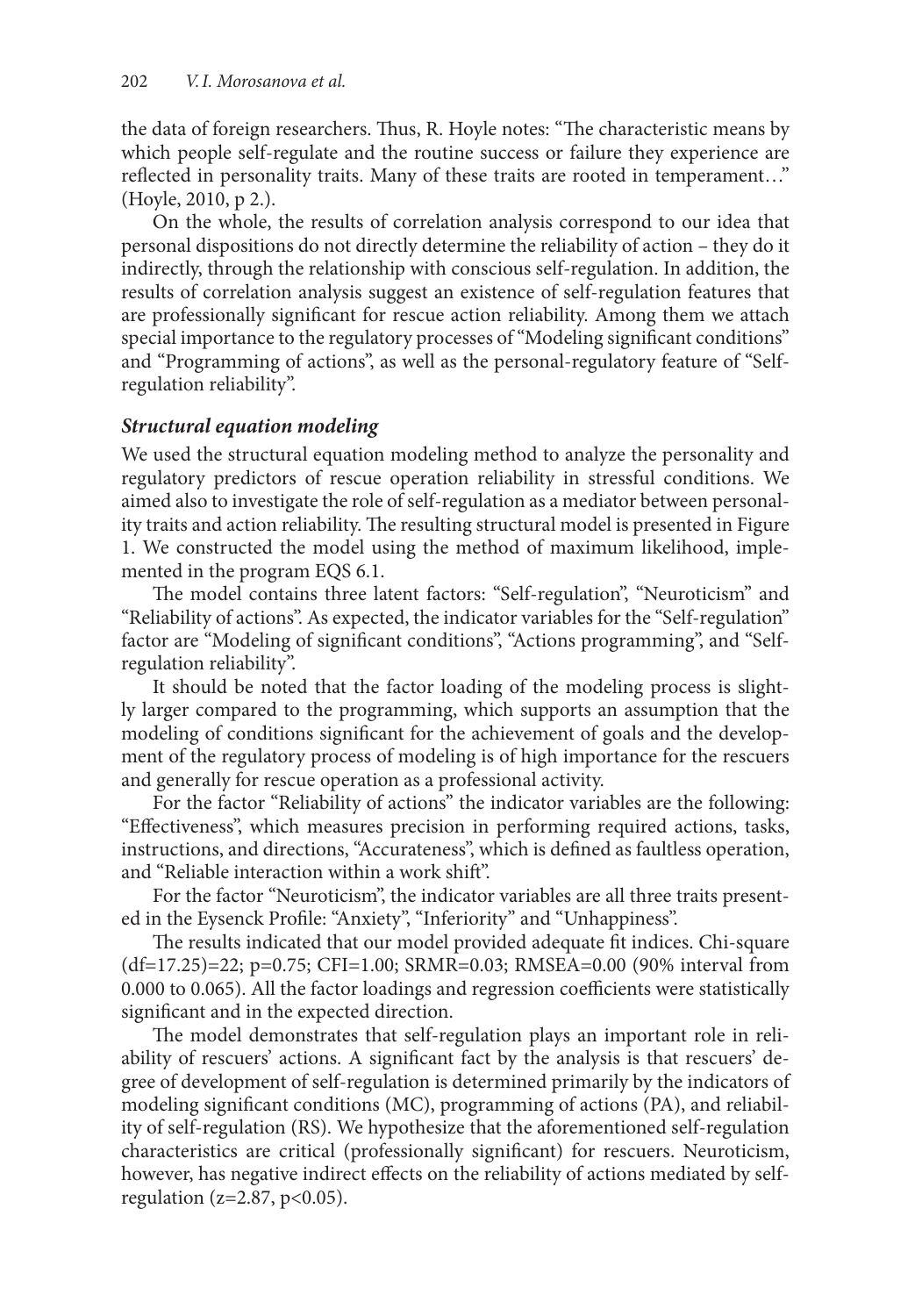the data of foreign researchers. Thus, R. Hoyle notes: "The characteristic means by which people self-regulate and the routine success or failure they experience are reflected in personality traits. Many of these traits are rooted in temperament…" (Hoyle, 2010, p 2.).

On the whole, the results of correlation analysis correspond to our idea that personal dispositions do not directly determine the reliability of action – they do it indirectly, through the relationship with conscious self-regulation. In addition, the results of correlation analysis suggest an existence of self-regulation features that are professionally significant for rescue action reliability. Among them we attach special importance to the regulatory processes of "Modeling significant conditions" and "Programming of actions", as well as the personal-regulatory feature of "Self-regulation reliability".

### *Structural equation modeling*

We used the structural equation modeling method to analyze the personality and regulatory predictors of rescue operation reliability in stressful conditions. We aimed also to investigate the role of self-regulation as a mediator between personality traits and action reliability. The resulting structural model is presented in Figure 1. We constructed the model using the method of maximum likelihood, implemented in the program EQS 6.1.

The model contains three latent factors: "Self-regulation", "Neuroticism" and "Reliability of actions". As expected, the indicator variables for the "Self-regulation" factor are "Modeling of significant conditions", "Actions programming", and "Self-regulation reliability".

It should be noted that the factor loading of the modeling process is slightly larger compared to the programming, which supports an assumption that the modeling of conditions significant for the achievement of goals and the development of the regulatory process of modeling is of high importance for the rescuers and generally for rescue operation as a professional activity.

For the factor "Reliability of actions" the indicator variables are the following: "Effectiveness", which measures precision in performing required actions, tasks, instructions, and directions, "Accurateness", which is defined as faultless operation, and "Reliable interaction within a work shift".

For the factor "Neuroticism", the indicator variables are all three traits presented in the Eysenck Profile: "Anxiety", "Inferiority" and "Unhappiness".

The results indicated that our model provided adequate fit indices. Chi-square (df=17.25)=22; p=0.75; CFI=1.00; SRMR=0.03; RMSEA=0.00 (90% interval from 0.000 to 0.065). All the factor loadings and regression coefficients were statistically significant and in the expected direction.

The model demonstrates that self-regulation plays an important role in reliability of rescuers' actions. A significant fact by the analysis is that rescuers' degree of development of self-regulation is determined primarily by the indicators of modeling significant conditions (MC), programming of actions (PA), and reliability of self-regulation (RS). We hypothesize that the aforementioned self-regulation characteristics are critical (professionally significant) for rescuers. Neuroticism, however, has negative indirect effects on the reliability of actions mediated by self-regulation ($z=2.87$, $p<0.05$).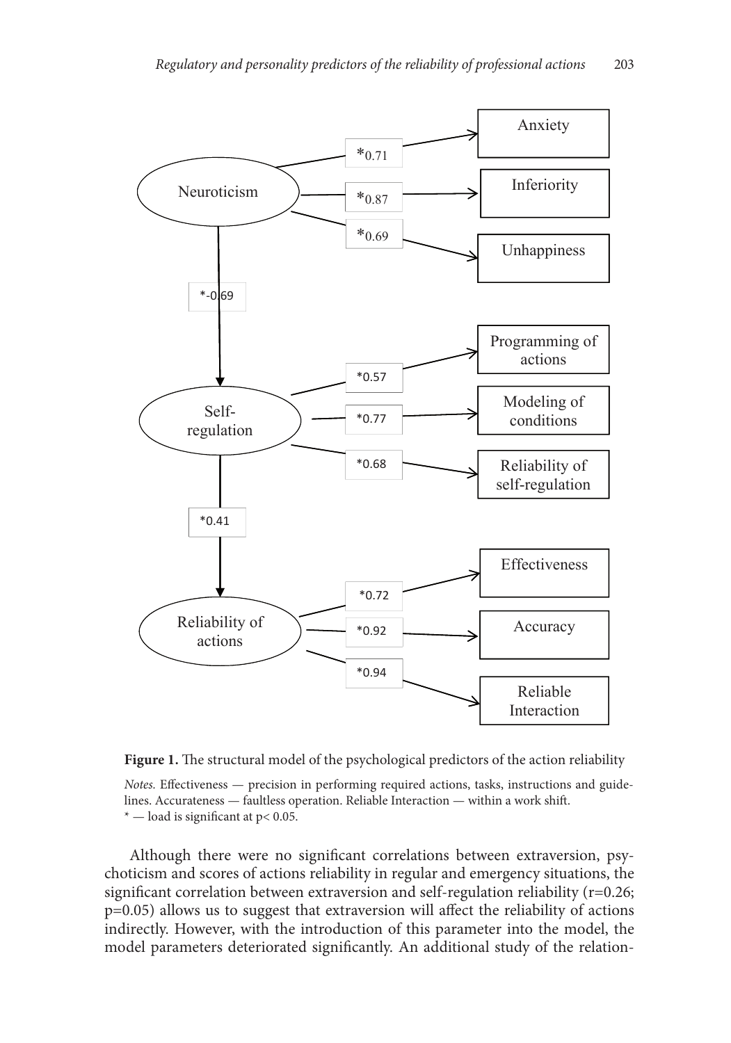**Figure 1.** The structural model of the psychological predictors of the action reliability

*Notes.* Effectiveness — precision in performing required actions, tasks, instructions and guidelines. Accurateness — faultless operation. Reliable Interaction — within a work shift.
* — load is significant at $p< 0.05$.

Although there were no significant correlations between extraversion, psychoticism and scores of actions reliability in regular and emergency situations, the significant correlation between extraversion and self-regulation reliability ($r=0.26$; $p=0.05$) allows us to suggest that extraversion will affect the reliability of actions indirectly. However, with the introduction of this parameter into the model, the model parameters deteriorated significantly. An additional study of the relation-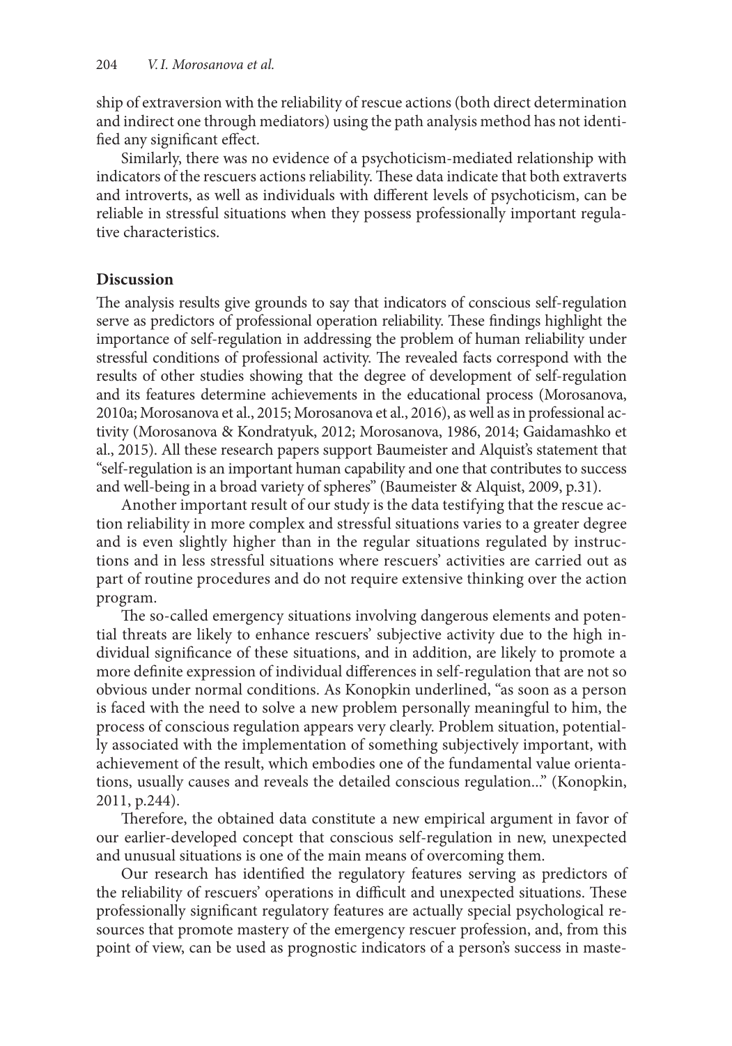ship of extraversion with the reliability of rescue actions (both direct determination and indirect one through mediators) using the path analysis method has not identified any significant effect.

Similarly, there was no evidence of a psychoticism-mediated relationship with indicators of the rescuers actions reliability. These data indicate that both extraverts and introverts, as well as individuals with different levels of psychoticism, can be reliable in stressful situations when they possess professionally important regulative characteristics.

## Discussion

The analysis results give grounds to say that indicators of conscious self-regulation serve as predictors of professional operation reliability. These findings highlight the importance of self-regulation in addressing the problem of human reliability under stressful conditions of professional activity. The revealed facts correspond with the results of other studies showing that the degree of development of self-regulation and its features determine achievements in the educational process (Morosanova, 2010a; Morosanova et al., 2015; Morosanova et al., 2016), as well as in professional activity (Morosanova & Kondratyuk, 2012; Morosanova, 1986, 2014; Gaidamashko et al., 2015). All these research papers support Baumeister and Alquist's statement that "self-regulation is an important human capability and one that contributes to success and well-being in a broad variety of spheres" (Baumeister & Alquist, 2009, p.31).

Another important result of our study is the data testifying that the rescue action reliability in more complex and stressful situations varies to a greater degree and is even slightly higher than in the regular situations regulated by instructions and in less stressful situations where rescuers' activities are carried out as part of routine procedures and do not require extensive thinking over the action program.

The so-called emergency situations involving dangerous elements and potential threats are likely to enhance rescuers' subjective activity due to the high individual significance of these situations, and in addition, are likely to promote a more definite expression of individual differences in self-regulation that are not so obvious under normal conditions. As Konopkin underlined, "as soon as a person is faced with the need to solve a new problem personally meaningful to him, the process of conscious regulation appears very clearly. Problem situation, potentially associated with the implementation of something subjectively important, with achievement of the result, which embodies one of the fundamental value orientations, usually causes and reveals the detailed conscious regulation..." (Konopkin, 2011, p.244).

Therefore, the obtained data constitute a new empirical argument in favor of our earlier-developed concept that conscious self-regulation in new, unexpected and unusual situations is one of the main means of overcoming them.

Our research has identified the regulatory features serving as predictors of the reliability of rescuers' operations in difficult and unexpected situations. These professionally significant regulatory features are actually special psychological resources that promote mastery of the emergency rescuer profession, and, from this point of view, can be used as prognostic indicators of a person's success in maste-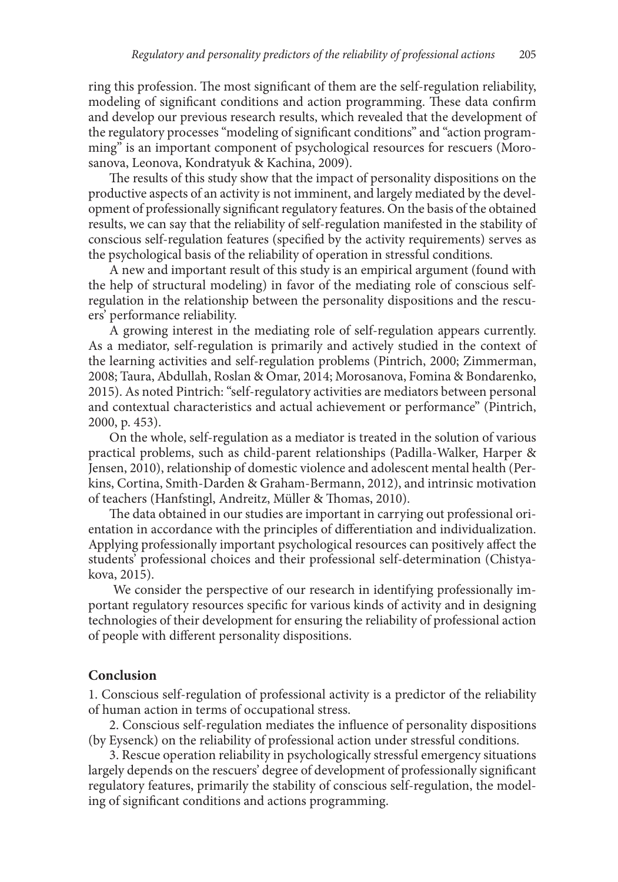ring this profession. The most significant of them are the self-regulation reliability, modeling of significant conditions and action programming. These data confirm and develop our previous research results, which revealed that the development of the regulatory processes "modeling of significant conditions" and "action programming" is an important component of psychological resources for rescuers (Morosanova, Leonova, Kondratyuk & Kachina, 2009).

The results of this study show that the impact of personality dispositions on the productive aspects of an activity is not imminent, and largely mediated by the development of professionally significant regulatory features. On the basis of the obtained results, we can say that the reliability of self-regulation manifested in the stability of conscious self-regulation features (specified by the activity requirements) serves as the psychological basis of the reliability of operation in stressful conditions.

A new and important result of this study is an empirical argument (found with the help of structural modeling) in favor of the mediating role of conscious self-regulation in the relationship between the personality dispositions and the rescuers' performance reliability.

A growing interest in the mediating role of self-regulation appears currently. As a mediator, self-regulation is primarily and actively studied in the context of the learning activities and self-regulation problems (Pintrich, 2000; Zimmerman, 2008; Taura, Abdullah, Roslan & Omar, 2014; Morosanova, Fomina & Bondarenko, 2015). As noted Pintrich: "self-regulatory activities are mediators between personal and contextual characteristics and actual achievement or performance" (Pintrich, 2000, p. 453).

On the whole, self-regulation as a mediator is treated in the solution of various practical problems, such as child-parent relationships (Padilla-Walker, Harper & Jensen, 2010), relationship of domestic violence and adolescent mental health (Perkins, Cortina, Smith-Darden & Graham-Bermann, 2012), and intrinsic motivation of teachers (Hanfstingl, Andreitz, Müller & Thomas, 2010).

The data obtained in our studies are important in carrying out professional orientation in accordance with the principles of differentiation and individualization. Applying professionally important psychological resources can positively affect the students' professional choices and their professional self-determination (Chistyakova, 2015).

We consider the perspective of our research in identifying professionally important regulatory resources specific for various kinds of activity and in designing technologies of their development for ensuring the reliability of professional action of people with different personality dispositions.

## Conclusion

1. Conscious self-regulation of professional activity is a predictor of the reliability of human action in terms of occupational stress.

2. Conscious self-regulation mediates the influence of personality dispositions (by Eysenck) on the reliability of professional action under stressful conditions.

3. Rescue operation reliability in psychologically stressful emergency situations largely depends on the rescuers' degree of development of professionally significant regulatory features, primarily the stability of conscious self-regulation, the modeling of significant conditions and actions programming.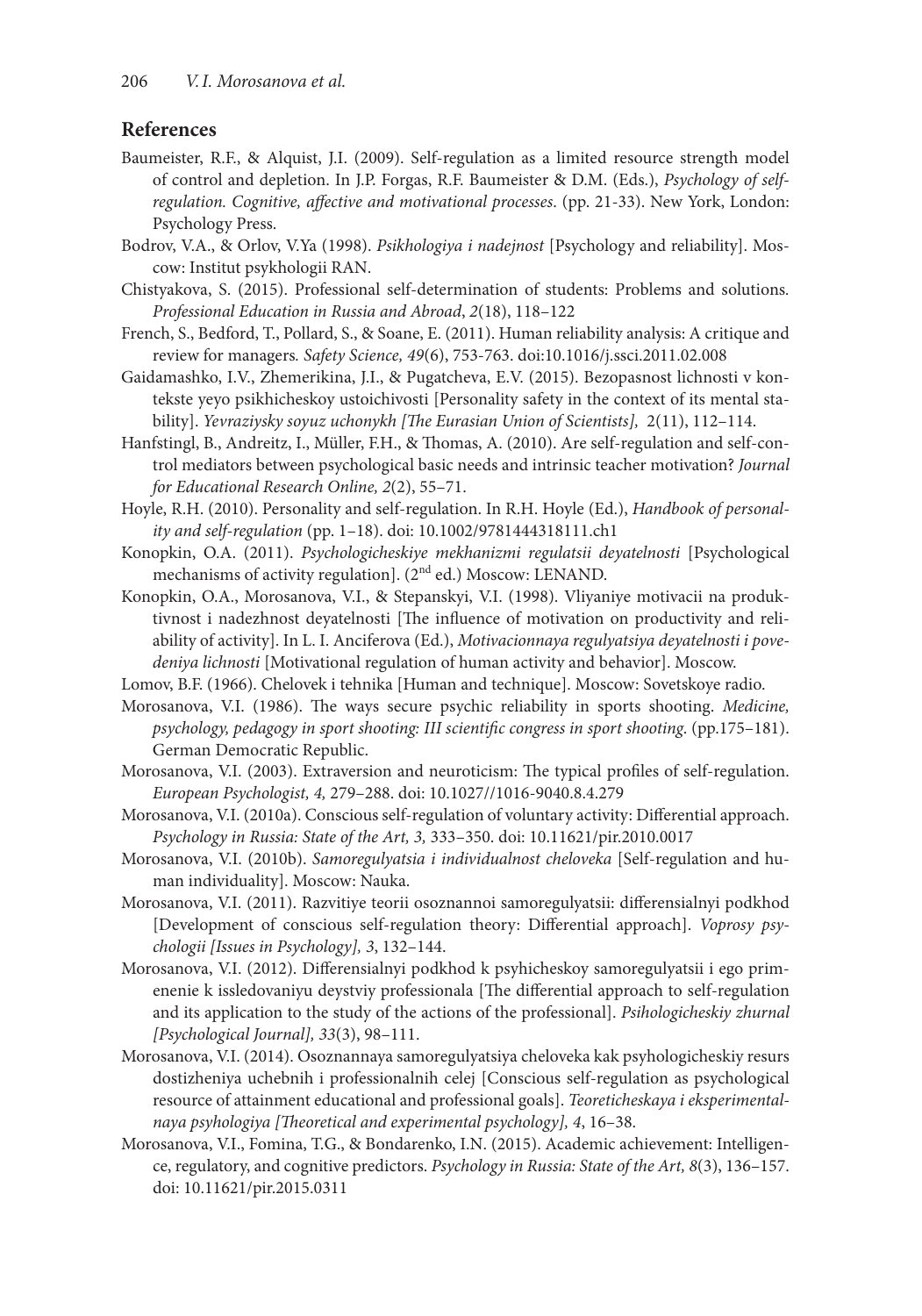## References

Baumeister, R.F., & Alquist, J.I. (2009). Self-regulation as a limited resource strength model of control and depletion. In J.P. Forgas, R.F. Baumeister & D.M. (Eds.), *Psychology of self-regulation. Cognitive, affective and motivational processes*. (pp. 21-33). New York, London: Psychology Press.

Bodrov, V.A., & Orlov, V.Ya (1998). *Psikhologiya i nadejnost* [Psychology and reliability]. Moscow: Institut psykhologii RAN.

Chistyakova, S. (2015). Professional self-determination of students: Problems and solutions. *Professional Education in Russia and Abroad*, *2*(18), 118–122

French, S., Bedford, T., Pollard, S., & Soane, E. (2011). Human reliability analysis: A critique and review for managers. *Safety Science, 49*(6), 753-763. doi:10.1016/j.ssci.2011.02.008

Gaidamashko, I.V., Zhemerikina, J.I., & Pugatcheva, E.V. (2015). Bezopasnost lichnosti v kontekste yeyo psikhicheskoy ustoichivosti [Personality safety in the context of its mental stability]. *Yevraziysky soyuz uchonykh [The Eurasian Union of Scientists],* 2(11), 112–114.

Hanfstingl, B., Andreitz, I., Müller, F.H., & Thomas, A. (2010). Are self-regulation and self-control mediators between psychological basic needs and intrinsic teacher motivation? *Journal for Educational Research Online, 2*(2), 55–71.

Hoyle, R.H. (2010). Personality and self-regulation. In R.H. Hoyle (Ed.), *Handbook of personality and self-regulation* (pp. 1–18). doi: 10.1002/9781444318111.ch1

Konopkin, O.A. (2011). *Psychologicheskiye mekhanizmi regulatsii deyatelnosti* [Psychological mechanisms of activity regulation]. (2nd ed.) Moscow: LENAND.

Konopkin, O.A., Morosanova, V.I., & Stepanskyi, V.I. (1998). Vliyaniye motivacii na produktivnost i nadezhnost deyatelnosti [The influence of motivation on productivity and reliability of activity]. In L. I. Anciferova (Ed.), *Motivacionnaya regulyatsiya deyatelnosti i povedeniya lichnosti* [Motivational regulation of human activity and behavior]. Moscow.

Lomov, B.F. (1966). Chelovek i tehnika [Human and technique]. Moscow: Sovetskoye radio.

Morosanova, V.I. (1986). The ways secure psychic reliability in sports shooting. *Medicine, psychology, pedagogy in sport shooting: III scientific congress in sport shooting*. (pp.175–181). German Democratic Republic.

Morosanova, V.I. (2003). Extraversion and neuroticism: The typical profiles of self-regulation. *European Psychologist, 4,* 279–288. doi: 10.1027//1016-9040.8.4.279

Morosanova, V.I. (2010a). Conscious self-regulation of voluntary activity: Differential approach. *Psychology in Russia: State of the Art, 3,* 333–350. doi: 10.11621/pir.2010.0017

Morosanova, V.I. (2010b). *Samoregulyatsia i individualnost cheloveka* [Self-regulation and human individuality]. Moscow: Nauka.

Morosanova, V.I. (2011). Razvitiye teorii osoznannoi samoregulyatsii: differensialnyi podkhod [Development of conscious self-regulation theory: Differential approach]. *Voprosy psychologii [Issues in Psychology], 3*, 132–144.

Morosanova, V.I. (2012). Differensialnyi podkhod k psyhicheskoy samoregulyatsii i ego primenenie k issledovaniyu deystviy professionala [The differential approach to self-regulation and its application to the study of the actions of the professional]. *Psihologicheskiy zhurnal [Psychological Journal], 33*(3), 98–111.

Morosanova, V.I. (2014). Osoznannaya samoregulyatsiya cheloveka kak psyhologicheskiy resurs dostizheniya uchebnih i professionalnih celej [Conscious self-regulation as psychological resource of attainment educational and professional goals]. *Teoreticheskaya i eksperimentalnaya psyhologiya [Theoretical and experimental psychology], 4*, 16–38.

Morosanova, V.I., Fomina, T.G., & Bondarenko, I.N. (2015). Academic achievement: Intelligence, regulatory, and cognitive predictors. *Psychology in Russia: State of the Art, 8*(3), 136–157. doi: 10.11621/pir.2015.0311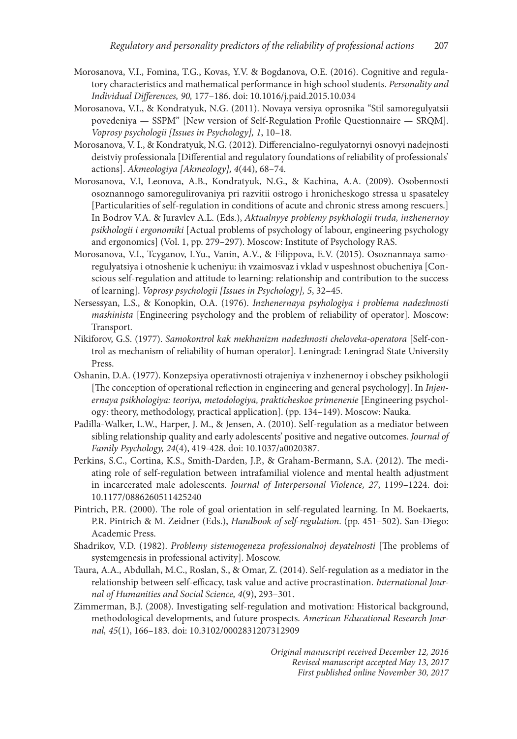Morosanova, V.I., Fomina, T.G., Kovas, Y.V. & Bogdanova, O.E. (2016). Cognitive and regulatory characteristics and mathematical performance in high school students. *Personality and Individual Differences, 90,* 177–186. doi: 10.1016/j.paid.2015.10.034

Morosanova, V.I., & Kondratyuk, N.G. (2011). Novaya versiya oprosnika "Stil samoregulyatsii povedeniya — SSPM" [New version of Self-Regulation Profile Questionnaire — SRQM]. *Voprosy psychologii [Issues in Psychology], 1*, 10–18.

Morosanova, V. I., & Kondratyuk, N.G. (2012). Differencialno-regulyatornyi osnovyi nadejnosti deistviy professionala [Differential and regulatory foundations of reliability of professionals' actions]. *Akmeologiya [Akmeology], 4*(44), 68–74.

Morosanova, V.I, Leonova, A.B., Kondratyuk, N.G., & Kachina, A.A. (2009). Osobennosti osoznannogo samoregulirovaniya pri razvitii ostrogo i hronicheskogo stressa u spasateley [Particularities of self-regulation in conditions of acute and chronic stress among rescuers.] In Bodrov V.A. & Juravlev A.L. (Eds.), *Aktualnyye problemy psykhologii truda, inzhenernoy psikhologii i ergonomiki* [Actual problems of psychology of labour, engineering psychology and ergonomics] (Vol. 1, pp. 279–297). Moscow: Institute of Psychology RAS.

Morosanova, V.I., Tcyganov, I.Yu., Vanin, A.V., & Filippova, E.V. (2015). Osoznannaya samoregulyatsiya i otnoshenie k ucheniyu: ih vzaimosvaz i vklad v uspeshnost obucheniya [Conscious self-regulation and attitude to learning: relationship and contribution to the success of learning]. *Voprosy psychologii [Issues in Psychology], 5*, 32–45.

Nersessyan, L.S., & Konopkin, O.A. (1976). *Inzhenernaya psyhologiya i problema nadezhnosti mashinista* [Engineering psychology and the problem of reliability of operator]. Moscow: Transport.

Nikiforov, G.S. (1977). *Samokontrol kak mekhanizm nadezhnosti cheloveka-operatora* [Self-control as mechanism of reliability of human operator]. Leningrad: Leningrad State University Press.

Oshanin, D.A. (1977). Konzepsiya operativnosti otrajeniya v inzhenernoy i obschey psikhologii [The conception of operational reflection in engineering and general psychology]. In *Injenernaya psikhologiya: teoriya, metodologiya, prakticheskoe primenenie* [Engineering psychology: theory, methodology, practical application]. (pp. 134–149). Moscow: Nauka.

Padilla-Walker, L.W., Harper, J. M., & Jensen, A. (2010). Self-regulation as a mediator between sibling relationship quality and early adolescents' positive and negative outcomes. *Journal of Family Psychology, 24*(4), 419-428. doi: 10.1037/a0020387.

Perkins, S.C., Cortina, K.S., Smith-Darden, J.P., & Graham-Bermann, S.A. (2012). The mediating role of self-regulation between intrafamilial violence and mental health adjustment in incarcerated male adolescents. *Journal of Interpersonal Violence, 27*, 1199–1224. doi: 10.1177/0886260511425240

Pintrich, P.R. (2000). The role of goal orientation in self-regulated learning. In M. Boekaerts, P.R. Pintrich & M. Zeidner (Eds.), *Handbook of self-regulation*. (pp. 451–502). San-Diego: Academic Press.

Shadrikov, V.D. (1982). *Problemy sistemogeneza professionalnoj deyatelnosti* [The problems of systemgenesis in professional activity]. Moscow.

Taura, A.A., Abdullah, M.C., Roslan, S., & Omar, Z. (2014). Self-regulation as a mediator in the relationship between self-efficacy, task value and active procrastination. *International Journal of Humanities and Social Science, 4*(9), 293–301.

Zimmerman, B.J. (2008). Investigating self-regulation and motivation: Historical background, methodological developments, and future prospects. *American Educational Research Journal, 45*(1), 166–183. doi: 10.3102/0002831207312909

*Original manuscript received December 12, 2016*
*Revised manuscript accepted May 13, 2017*
*First published online November 30, 2017*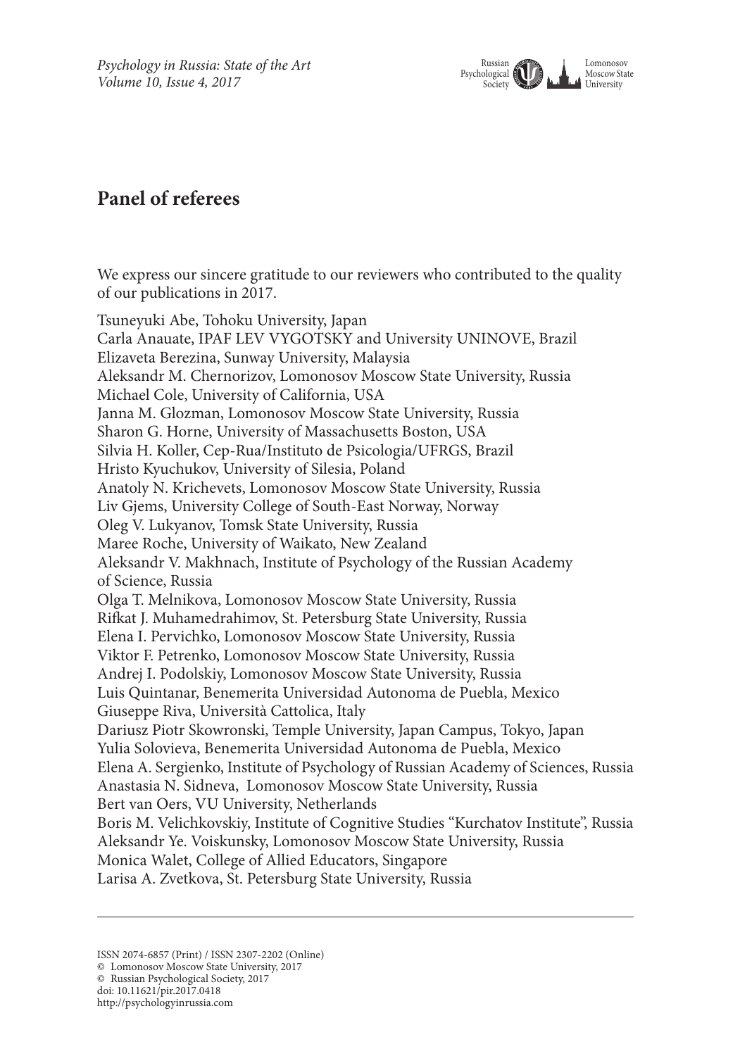# Panel of referees

We express our sincere gratitude to our reviewers who contributed to the quality of our publications in 2017.

Tsuneyuki Abe, Tohoku University, Japan
Carla Anauate, IPAF LEV VYGOTSKY and University UNINOVE, Brazil
Elizaveta Berezina, Sunway University, Malaysia
Aleksandr M. Chernorizov, Lomonosov Moscow State University, Russia
Michael Cole, University of California, USA
Janna M. Glozman, Lomonosov Moscow State University, Russia
Sharon G. Horne, University of Massachusetts Boston, USA
Silvia H. Koller, Cep-Rua/Instituto de Psicologia/UFRGS, Brazil
Hristo Kyuchukov, University of Silesia, Poland
Anatoly N. Krichevets, Lomonosov Moscow State University, Russia
Liv Gjems, University College of South-East Norway, Norway
Oleg V. Lukyanov, Tomsk State University, Russia
Maree Roche, University of Waikato, New Zealand
Aleksandr V. Makhnach, Institute of Psychology of the Russian Academy of Science, Russia
Olga T. Melnikova, Lomonosov Moscow State University, Russia
Rifkat J. Muhamedrahimov, St. Petersburg State University, Russia
Elena I. Pervichko, Lomonosov Moscow State University, Russia
Viktor F. Petrenko, Lomonosov Moscow State University, Russia
Andrej I. Podolskiy, Lomonosov Moscow State University, Russia
Luis Quintanar, Benemerita Universidad Autonoma de Puebla, Mexico
Giuseppe Riva, Università Cattolica, Italy
Dariusz Piotr Skowronski, Temple University, Japan Campus, Tokyo, Japan
Yulia Solovieva, Benemerita Universidad Autonoma de Puebla, Mexico
Elena A. Sergienko, Institute of Psychology of Russian Academy of Sciences, Russia
Anastasia N. Sidneva, Lomonosov Moscow State University, Russia
Bert van Oers, VU University, Netherlands
Boris M. Velichkovskiy, Institute of Cognitive Studies "Kurchatov Institute", Russia
Aleksandr Ye. Voiskunsky, Lomonosov Moscow State University, Russia
Monica Walet, College of Allied Educators, Singapore
Larisa A. Zvetkova, St. Petersburg State University, Russia

---

ISSN 2074-6857 (Print) / ISSN 2307-2202 (Online)
© Lomonosov Moscow State University, 2017
© Russian Psychological Society, 2017
doi: 10.11621/pir.2017.0418
http://psychologyinrussia.com